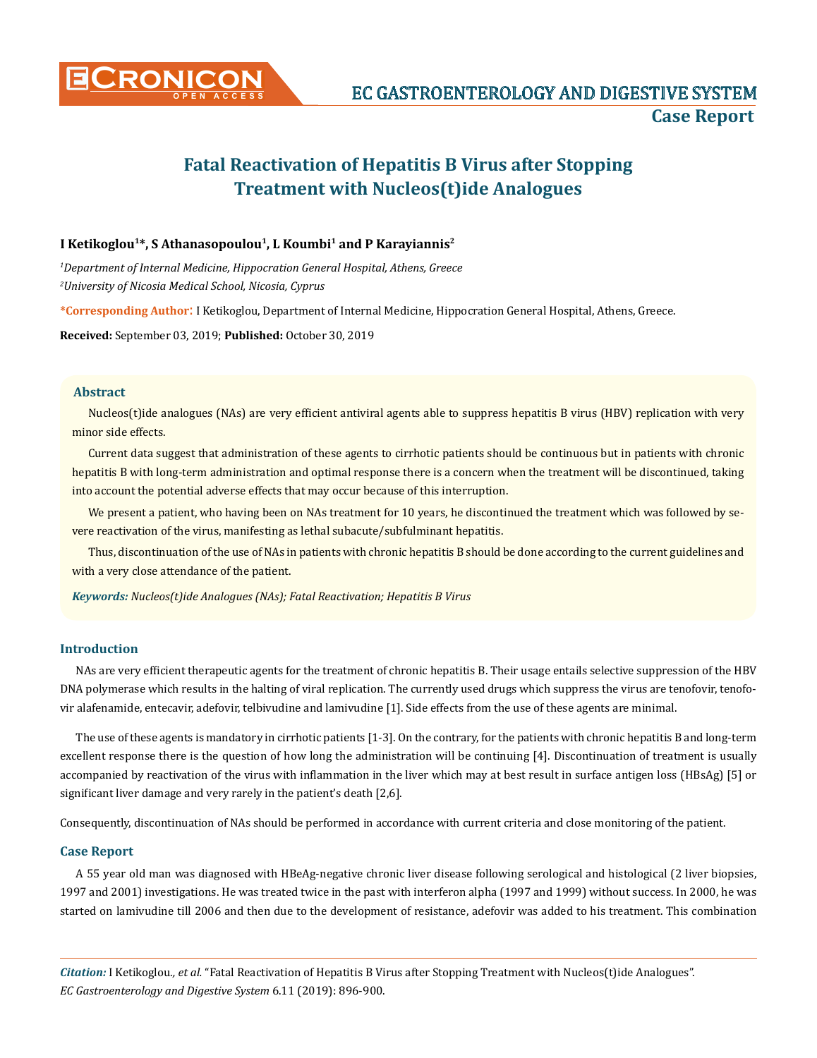# Fatal Reactivation of Hepatitis B Virus after Stopping Treatment with Nucleos(t)ide Analogues

**I Ketikoglou[1]\*, S Athanasopoulou[1], L Koumbi[1] and P Karayiannis[2]**

*[1]Department of Internal Medicine, Hippocration General Hospital, Athens, Greece*

*[2]University of Nicosia Medical School, Nicosia, Cyprus*

**\*Corresponding Author**: I Ketikoglou, Department of Internal Medicine, Hippocration General Hospital, Athens, Greece.

**Received:** September 03, 2019; **Published:** October 30, 2019

### Abstract

Nucleos(t)ide analogues (NAs) are very efficient antiviral agents able to suppress hepatitis B virus (HBV) replication with very minor side effects.

Current data suggest that administration of these agents to cirrhotic patients should be continuous but in patients with chronic hepatitis B with long-term administration and optimal response there is a concern when the treatment will be discontinued, taking into account the potential adverse effects that may occur because of this interruption.

We present a patient, who having been on NAs treatment for 10 years, he discontinued the treatment which was followed by severe reactivation of the virus, manifesting as lethal subacute/subfulminant hepatitis.

Thus, discontinuation of the use of NAs in patients with chronic hepatitis B should be done according to the current guidelines and with a very close attendance of the patient.

***Keywords:*** *Nucleos(t)ide Analogues (NAs); Fatal Reactivation; Hepatitis B Virus*

## Introduction

NAs are very efficient therapeutic agents for the treatment of chronic hepatitis B. Their usage entails selective suppression of the HBV DNA polymerase which results in the halting of viral replication. The currently used drugs which suppress the virus are tenofovir, tenofovir alafenamide, entecavir, adefovir, telbivudine and lamivudine [1]. Side effects from the use of these agents are minimal.

The use of these agents is mandatory in cirrhotic patients [1-3]. On the contrary, for the patients with chronic hepatitis B and long-term excellent response there is the question of how long the administration will be continuing [4]. Discontinuation of treatment is usually accompanied by reactivation of the virus with inflammation in the liver which may at best result in surface antigen loss (HBsAg) [5] or significant liver damage and very rarely in the patient's death [2,6].

Consequently, discontinuation of NAs should be performed in accordance with current criteria and close monitoring of the patient.

## Case Report

A 55 year old man was diagnosed with HBeAg-negative chronic liver disease following serological and histological (2 liver biopsies, 1997 and 2001) investigations. He was treated twice in the past with interferon alpha (1997 and 1999) without success. In 2000, he was started on lamivudine till 2006 and then due to the development of resistance, adefovir was added to his treatment. This combination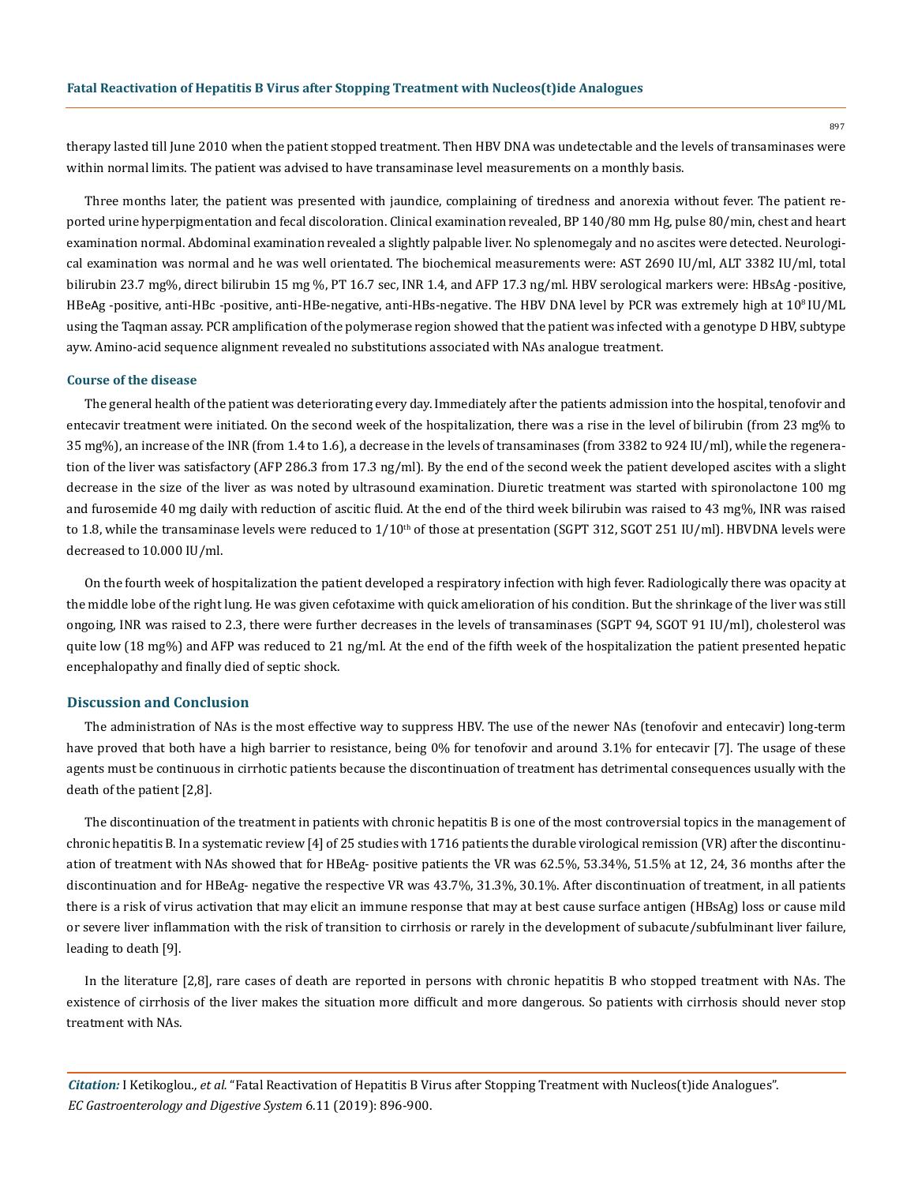therapy lasted till June 2010 when the patient stopped treatment. Then HBV DNA was undetectable and the levels of transaminases were within normal limits. The patient was advised to have transaminase level measurements on a monthly basis.

Three months later, the patient was presented with jaundice, complaining of tiredness and anorexia without fever. The patient reported urine hyperpigmentation and fecal discoloration. Clinical examination revealed, BP 140/80 mm Hg, pulse 80/min, chest and heart examination normal. Abdominal examination revealed a slightly palpable liver. No splenomegaly and no ascites were detected. Neurological examination was normal and he was well orientated. The biochemical measurements were: AST 2690 IU/ml, ALT 3382 IU/ml, total bilirubin 23.7 mg%, direct bilirubin 15 mg %, PT 16.7 sec, INR 1.4, and AFP 17.3 ng/ml. HBV serological markers were: HBsAg -positive, HBeAg -positive, anti-HBc -positive, anti-HBe-negative, anti-HBs-negative. The HBV DNA level by PCR was extremely high at $10^8$ IU/ML using the Taqman assay. PCR amplification of the polymerase region showed that the patient was infected with a genotype D HBV, subtype ayw. Amino-acid sequence alignment revealed no substitutions associated with NAs analogue treatment.

### Course of the disease

The general health of the patient was deteriorating every day. Immediately after the patients admission into the hospital, tenofovir and entecavir treatment were initiated. On the second week of the hospitalization, there was a rise in the level of bilirubin (from 23 mg% to 35 mg%), an increase of the INR (from 1.4 to 1.6), a decrease in the levels of transaminases (from 3382 to 924 IU/ml), while the regeneration of the liver was satisfactory (AFP 286.3 from 17.3 ng/ml). By the end of the second week the patient developed ascites with a slight decrease in the size of the liver as was noted by ultrasound examination. Diuretic treatment was started with spironolactone 100 mg and furosemide 40 mg daily with reduction of ascitic fluid. At the end of the third week bilirubin was raised to 43 mg%, INR was raised to 1.8, while the transaminase levels were reduced to $1/10^{th}$ of those at presentation (SGPT 312, SGOT 251 IU/ml). HBVDNA levels were decreased to 10.000 IU/ml.

On the fourth week of hospitalization the patient developed a respiratory infection with high fever. Radiologically there was opacity at the middle lobe of the right lung. He was given cefotaxime with quick amelioration of his condition. But the shrinkage of the liver was still ongoing, INR was raised to 2.3, there were further decreases in the levels of transaminases (SGPT 94, SGOT 91 IU/ml), cholesterol was quite low (18 mg%) and AFP was reduced to 21 ng/ml. At the end of the fifth week of the hospitalization the patient presented hepatic encephalopathy and finally died of septic shock.

## Discussion and Conclusion

The administration of NAs is the most effective way to suppress HBV. The use of the newer NAs (tenofovir and entecavir) long-term have proved that both have a high barrier to resistance, being 0% for tenofovir and around 3.1% for entecavir [7]. The usage of these agents must be continuous in cirrhotic patients because the discontinuation of treatment has detrimental consequences usually with the death of the patient [2,8].

The discontinuation of the treatment in patients with chronic hepatitis B is one of the most controversial topics in the management of chronic hepatitis B. In a systematic review [4] of 25 studies with 1716 patients the durable virological remission (VR) after the discontinuation of treatment with NAs showed that for HBeAg- positive patients the VR was 62.5%, 53.34%, 51.5% at 12, 24, 36 months after the discontinuation and for HBeAg- negative the respective VR was 43.7%, 31.3%, 30.1%. After discontinuation of treatment, in all patients there is a risk of virus activation that may elicit an immune response that may at best cause surface antigen (HBsAg) loss or cause mild or severe liver inflammation with the risk of transition to cirrhosis or rarely in the development of subacute/subfulminant liver failure, leading to death [9].

In the literature [2,8], rare cases of death are reported in persons with chronic hepatitis B who stopped treatment with NAs. The existence of cirrhosis of the liver makes the situation more difficult and more dangerous. So patients with cirrhosis should never stop treatment with NAs.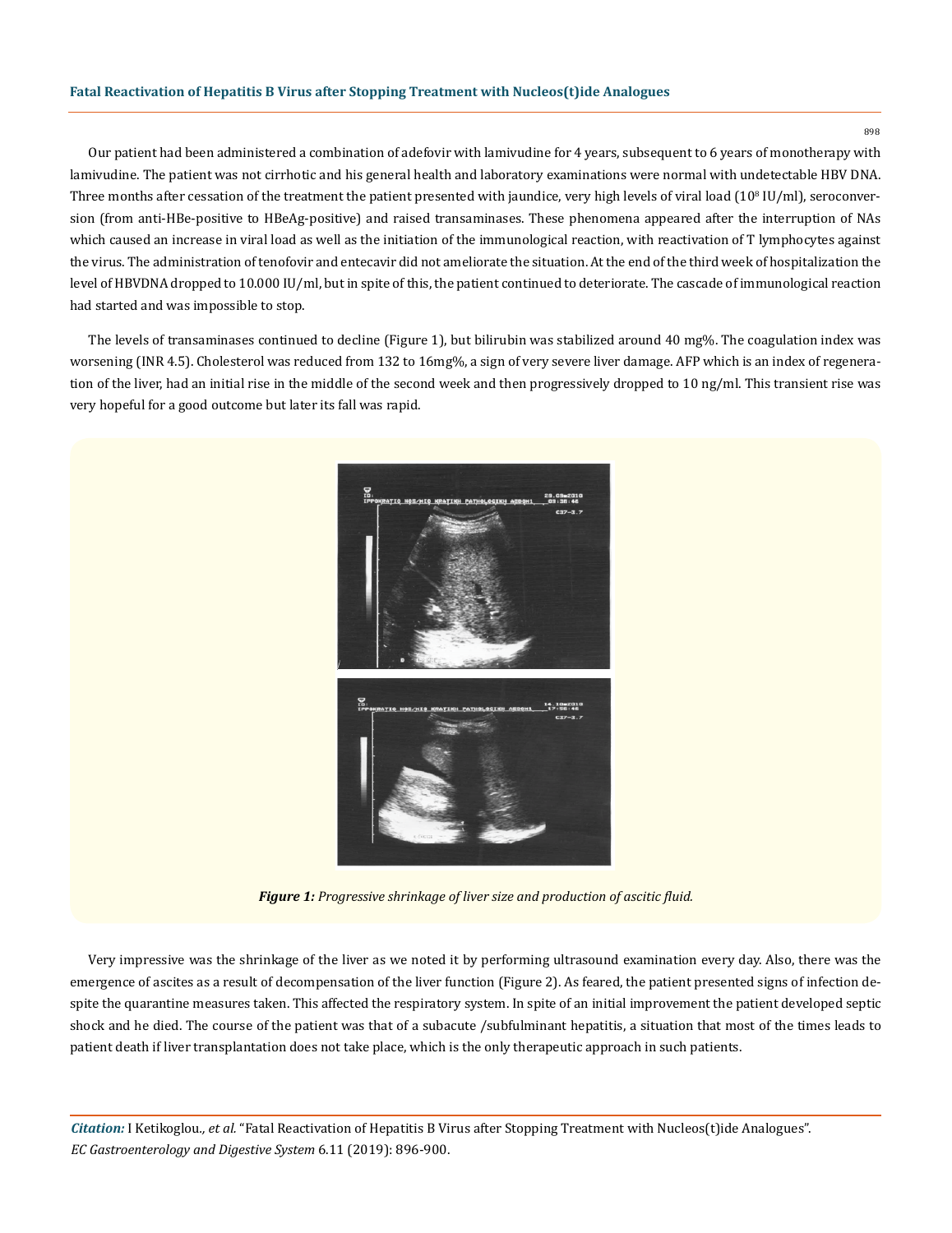Our patient had been administered a combination of adefovir with lamivudine for 4 years, subsequent to 6 years of monotherapy with lamivudine. The patient was not cirrhotic and his general health and laboratory examinations were normal with undetectable HBV DNA. Three months after cessation of the treatment the patient presented with jaundice, very high levels of viral load ($10^8$ IU/ml), seroconversion (from anti-HBe-positive to HBeAg-positive) and raised transaminases. These phenomena appeared after the interruption of NAs which caused an increase in viral load as well as the initiation of the immunological reaction, with reactivation of T lymphocytes against the virus. The administration of tenofovir and entecavir did not ameliorate the situation. At the end of the third week of hospitalization the level of HBVDNA dropped to 10.000 IU/ml, but in spite of this, the patient continued to deteriorate. The cascade of immunological reaction had started and was impossible to stop.

The levels of transaminases continued to decline (Figure 1), but bilirubin was stabilized around 40 mg%. The coagulation index was worsening (INR 4.5). Cholesterol was reduced from 132 to 16mg%, a sign of very severe liver damage. AFP which is an index of regeneration of the liver, had an initial rise in the middle of the second week and then progressively dropped to 10 ng/ml. This transient rise was very hopeful for a good outcome but later its fall was rapid.

***Figure 1:*** *Progressive shrinkage of liver size and production of ascitic fluid.*

Very impressive was the shrinkage of the liver as we noted it by performing ultrasound examination every day. Also, there was the emergence of ascites as a result of decompensation of the liver function (Figure 2). As feared, the patient presented signs of infection despite the quarantine measures taken. This affected the respiratory system. In spite of an initial improvement the patient developed septic shock and he died. The course of the patient was that of a subacute /subfulminant hepatitis, a situation that most of the times leads to patient death if liver transplantation does not take place, which is the only therapeutic approach in such patients.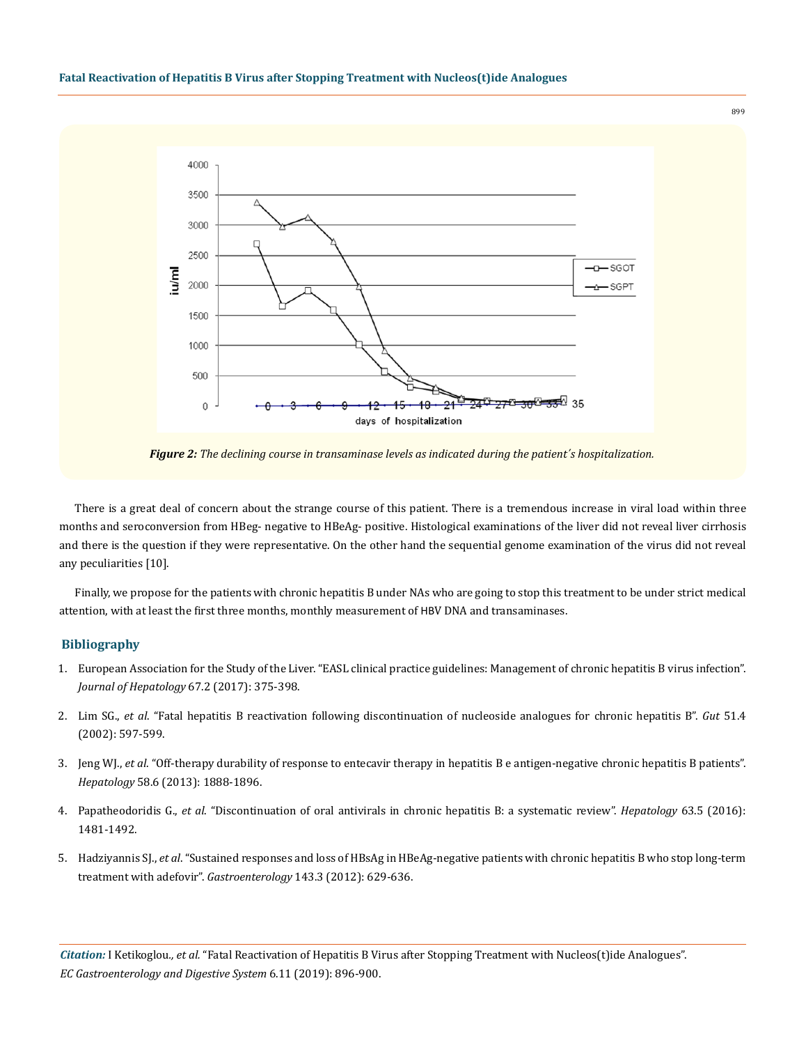Figure 2: *The declining course in transaminase levels as indicated during the patient´s hospitalization.*

There is a great deal of concern about the strange course of this patient. There is a tremendous increase in viral load within three months and seroconversion from HBeg- negative to HBeAg- positive. Histological examinations of the liver did not reveal liver cirrhosis and there is the question if they were representative. On the other hand the sequential genome examination of the virus did not reveal any peculiarities [10].

Finally, we propose for the patients with chronic hepatitis B under NAs who are going to stop this treatment to be under strict medical attention, with at least the first three months, monthly measurement of HBV DNA and transaminases.

## Bibliography

1. European Association for the Study of the Liver. "EASL clinical practice guidelines: Management of chronic hepatitis B virus infection". *Journal of Hepatology* 67.2 (2017): 375-398.
2. Lim SG., *et al*. "Fatal hepatitis B reactivation following discontinuation of nucleoside analogues for chronic hepatitis B". *Gut* 51.4 (2002): 597-599.
3. Jeng WJ., *et al*. "Off-therapy durability of response to entecavir therapy in hepatitis B e antigen-negative chronic hepatitis B patients". *Hepatology* 58.6 (2013): 1888-1896.
4. Papatheodoridis G., *et al*. "Discontinuation of oral antivirals in chronic hepatitis B: a systematic review". *Hepatology* 63.5 (2016): 1481-1492.
5. Hadziyannis SJ., *et al*. "Sustained responses and loss of HBsAg in HBeAg-negative patients with chronic hepatitis B who stop long-term treatment with adefovir". *Gastroenterology* 143.3 (2012): 629-636.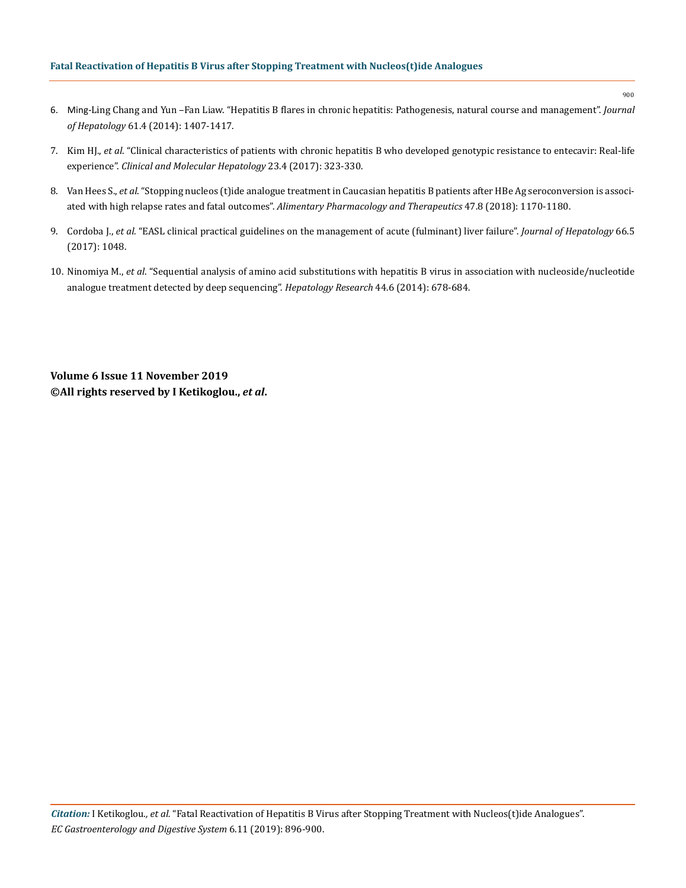6. Ming-Ling Chang and Yun –Fan Liaw. "Hepatitis B flares in chronic hepatitis: Pathogenesis, natural course and management". *Journal of Hepatology* 61.4 (2014): 1407-1417.

7. Kim HJ., *et al*. "Clinical characteristics of patients with chronic hepatitis B who developed genotypic resistance to entecavir: Real-life experience". *Clinical and Molecular Hepatology* 23.4 (2017): 323-330.

8. Van Hees S., *et al*. "Stopping nucleos (t)ide analogue treatment in Caucasian hepatitis B patients after HBe Ag seroconversion is associated with high relapse rates and fatal outcomes". *Alimentary Pharmacology and Therapeutics* 47.8 (2018): 1170-1180.

9. Cordoba J., *et al.* "EASL clinical practical guidelines on the management of acute (fulminant) liver failure". *Journal of Hepatology* 66.5 (2017): 1048.

10. Ninomiya M., *et al*. "Sequential analysis of amino acid substitutions with hepatitis B virus in association with nucleoside/nucleotide analogue treatment detected by deep sequencing". *Hepatology Research* 44.6 (2014): 678-684.

**Volume 6 Issue 11 November 2019**
**©All rights reserved by I Ketikoglou., *et al*.**